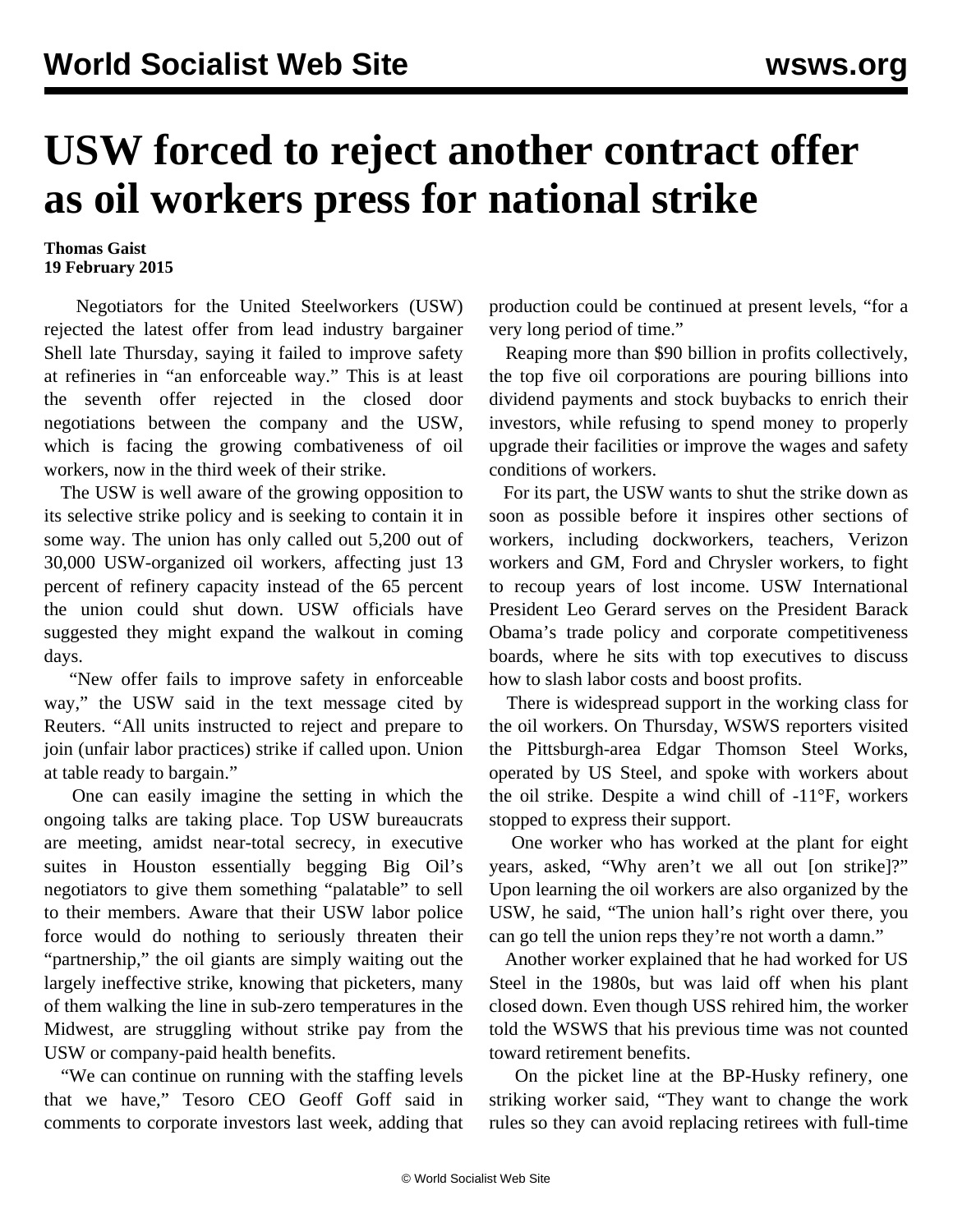# USW forced to reject another contract offer as oil workers press for national strike

**Thomas Gaist**
**19 February 2015**

Negotiators for the United Steelworkers (USW) rejected the latest offer from lead industry bargainer Shell late Thursday, saying it failed to improve safety at refineries in "an enforceable way." This is at least the seventh offer rejected in the closed door negotiations between the company and the USW, which is facing the growing combativeness of oil workers, now in the third week of their strike.

The USW is well aware of the growing opposition to its selective strike policy and is seeking to contain it in some way. The union has only called out 5,200 out of 30,000 USW-organized oil workers, affecting just 13 percent of refinery capacity instead of the 65 percent the union could shut down. USW officials have suggested they might expand the walkout in coming days.

"New offer fails to improve safety in enforceable way," the USW said in the text message cited by Reuters. "All units instructed to reject and prepare to join (unfair labor practices) strike if called upon. Union at table ready to bargain."

One can easily imagine the setting in which the ongoing talks are taking place. Top USW bureaucrats are meeting, amidst near-total secrecy, in executive suites in Houston essentially begging Big Oil's negotiators to give them something "palatable" to sell to their members. Aware that their USW labor police force would do nothing to seriously threaten their "partnership," the oil giants are simply waiting out the largely ineffective strike, knowing that picketers, many of them walking the line in sub-zero temperatures in the Midwest, are struggling without strike pay from the USW or company-paid health benefits.

"We can continue on running with the staffing levels that we have," Tesoro CEO Geoff Goff said in comments to corporate investors last week, adding that production could be continued at present levels, "for a very long period of time."

Reaping more than $90 billion in profits collectively, the top five oil corporations are pouring billions into dividend payments and stock buybacks to enrich their investors, while refusing to spend money to properly upgrade their facilities or improve the wages and safety conditions of workers.

For its part, the USW wants to shut the strike down as soon as possible before it inspires other sections of workers, including dockworkers, teachers, Verizon workers and GM, Ford and Chrysler workers, to fight to recoup years of lost income. USW International President Leo Gerard serves on the President Barack Obama's trade policy and corporate competitiveness boards, where he sits with top executives to discuss how to slash labor costs and boost profits.

There is widespread support in the working class for the oil workers. On Thursday, WSWS reporters visited the Pittsburgh-area Edgar Thomson Steel Works, operated by US Steel, and spoke with workers about the oil strike. Despite a wind chill of -11°F, workers stopped to express their support.

One worker who has worked at the plant for eight years, asked, "Why aren't we all out [on strike]?" Upon learning the oil workers are also organized by the USW, he said, "The union hall's right over there, you can go tell the union reps they're not worth a damn."

Another worker explained that he had worked for US Steel in the 1980s, but was laid off when his plant closed down. Even though USS rehired him, the worker told the WSWS that his previous time was not counted toward retirement benefits.

On the picket line at the BP-Husky refinery, one striking worker said, "They want to change the work rules so they can avoid replacing retirees with full-time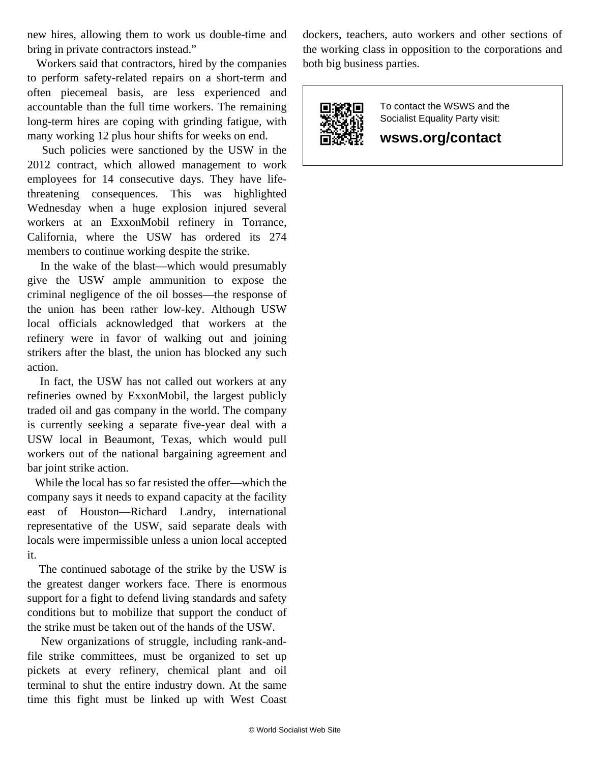new hires, allowing them to work us double-time and bring in private contractors instead."

Workers said that contractors, hired by the companies to perform safety-related repairs on a short-term and often piecemeal basis, are less experienced and accountable than the full time workers. The remaining long-term hires are coping with grinding fatigue, with many working 12 plus hour shifts for weeks on end.

Such policies were sanctioned by the USW in the 2012 contract, which allowed management to work employees for 14 consecutive days. They have life-threatening consequences. This was highlighted Wednesday when a huge explosion injured several workers at an ExxonMobil refinery in Torrance, California, where the USW has ordered its 274 members to continue working despite the strike.

In the wake of the blast—which would presumably give the USW ample ammunition to expose the criminal negligence of the oil bosses—the response of the union has been rather low-key. Although USW local officials acknowledged that workers at the refinery were in favor of walking out and joining strikers after the blast, the union has blocked any such action.

In fact, the USW has not called out workers at any refineries owned by ExxonMobil, the largest publicly traded oil and gas company in the world. The company is currently seeking a separate five-year deal with a USW local in Beaumont, Texas, which would pull workers out of the national bargaining agreement and bar joint strike action.

While the local has so far resisted the offer—which the company says it needs to expand capacity at the facility east of Houston—Richard Landry, international representative of the USW, said separate deals with locals were impermissible unless a union local accepted it.

The continued sabotage of the strike by the USW is the greatest danger workers face. There is enormous support for a fight to defend living standards and safety conditions but to mobilize that support the conduct of the strike must be taken out of the hands of the USW.

New organizations of struggle, including rank-and-file strike committees, must be organized to set up pickets at every refinery, chemical plant and oil terminal to shut the entire industry down. At the same time this fight must be linked up with West Coast dockers, teachers, auto workers and other sections of the working class in opposition to the corporations and both big business parties.

To contact the WSWS and the Socialist Equality Party visit:

**wsws.org/contact**